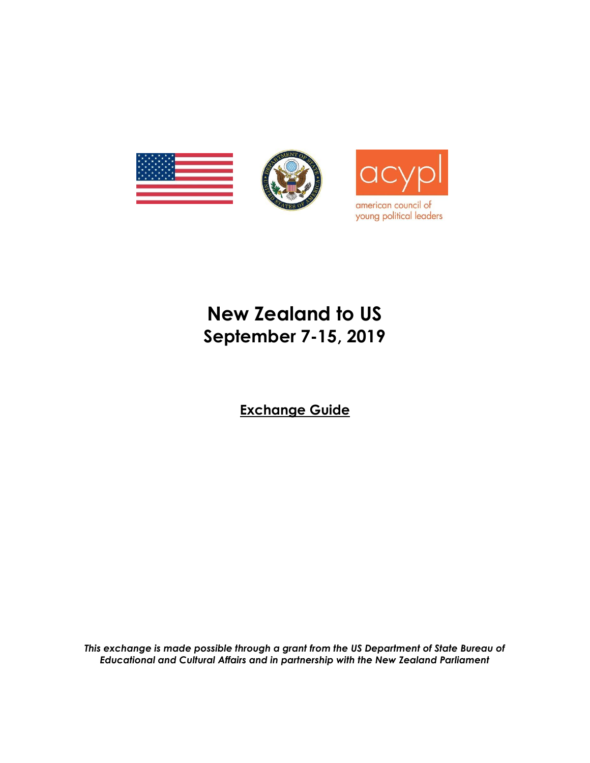acypl

american council of young political leaders

# New Zealand to US
## September 7-15, 2019

**Exchange Guide**

***This exchange is made possible through a grant from the US Department of State Bureau of Educational and Cultural Affairs and in partnership with the New Zealand Parliament***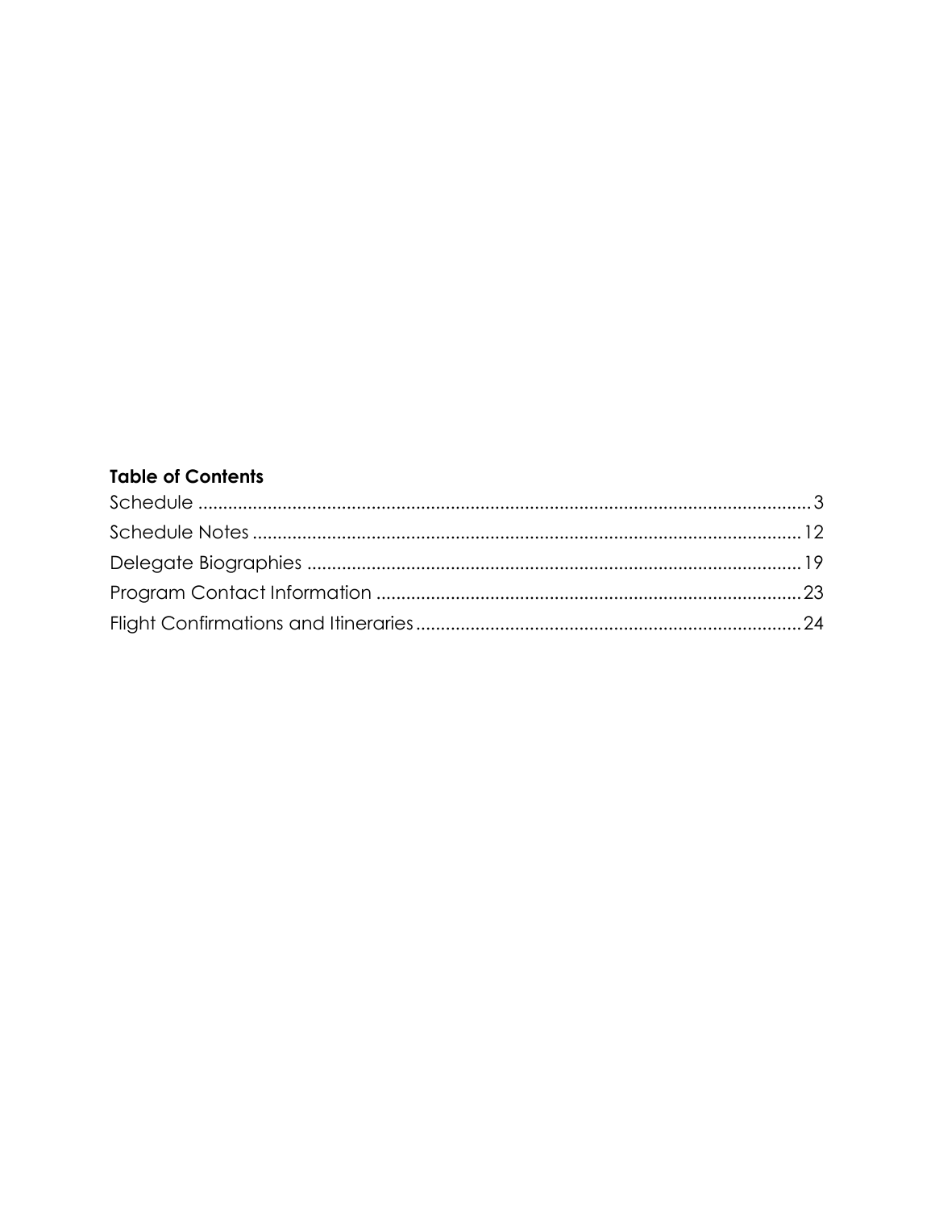**Table of Contents**

Schedule ............................................................................................................................ 3
Schedule Notes ................................................................................................................ 12
Delegate Biographies ..................................................................................................... 19
Program Contact Information ...................................................................................... 23
Flight Confirmations and Itineraries ............................................................................. 24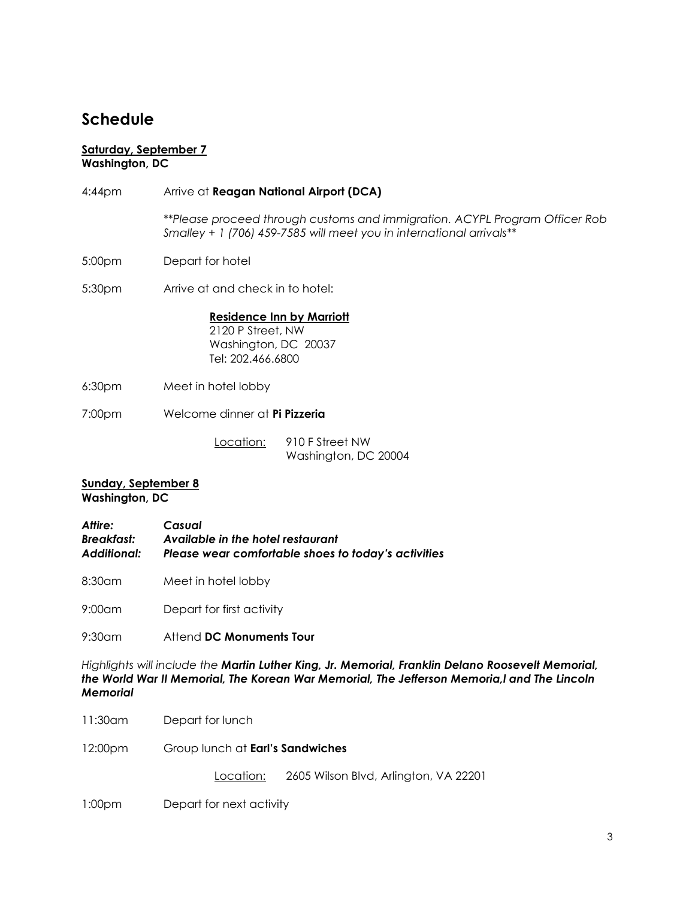## Schedule

<u>**Saturday, September 7**</u>
**Washington, DC**

4:44pm Arrive at **Reagan National Airport (DCA)**

*\*\*Please proceed through customs and immigration. ACYPL Program Officer Rob Smalley + 1 (706) 459-7585 will meet you in international arrivals\*\**

5:00pm Depart for hotel

5:30pm Arrive at and check in to hotel:

<u>**Residence Inn by Marriott**</u>
2120 P Street, NW
Washington, DC 20037
Tel: 202.466.6800

6:30pm Meet in hotel lobby

7:00pm Welcome dinner at **Pi Pizzeria**

<u>Location:</u> 910 F Street NW
Washington, DC 20004

<u>**Sunday, September 8**</u>
**Washington, DC**

***Attire:*** ***Casual***
***Breakfast:*** ***Available in the hotel restaurant***
***Additional:*** ***Please wear comfortable shoes to today's activities***

8:30am Meet in hotel lobby

9:00am Depart for first activity

9:30am Attend **DC Monuments Tour**

*Highlights will include the **Martin Luther King, Jr. Memorial, Franklin Delano Roosevelt Memorial, the World War II Memorial, The Korean War Memorial, The Jefferson Memoria,l and The Lincoln Memorial***

11:30am Depart for lunch

12:00pm Group lunch at **Earl's Sandwiches**

<u>Location:</u> 2605 Wilson Blvd, Arlington, VA 22201

1:00pm Depart for next activity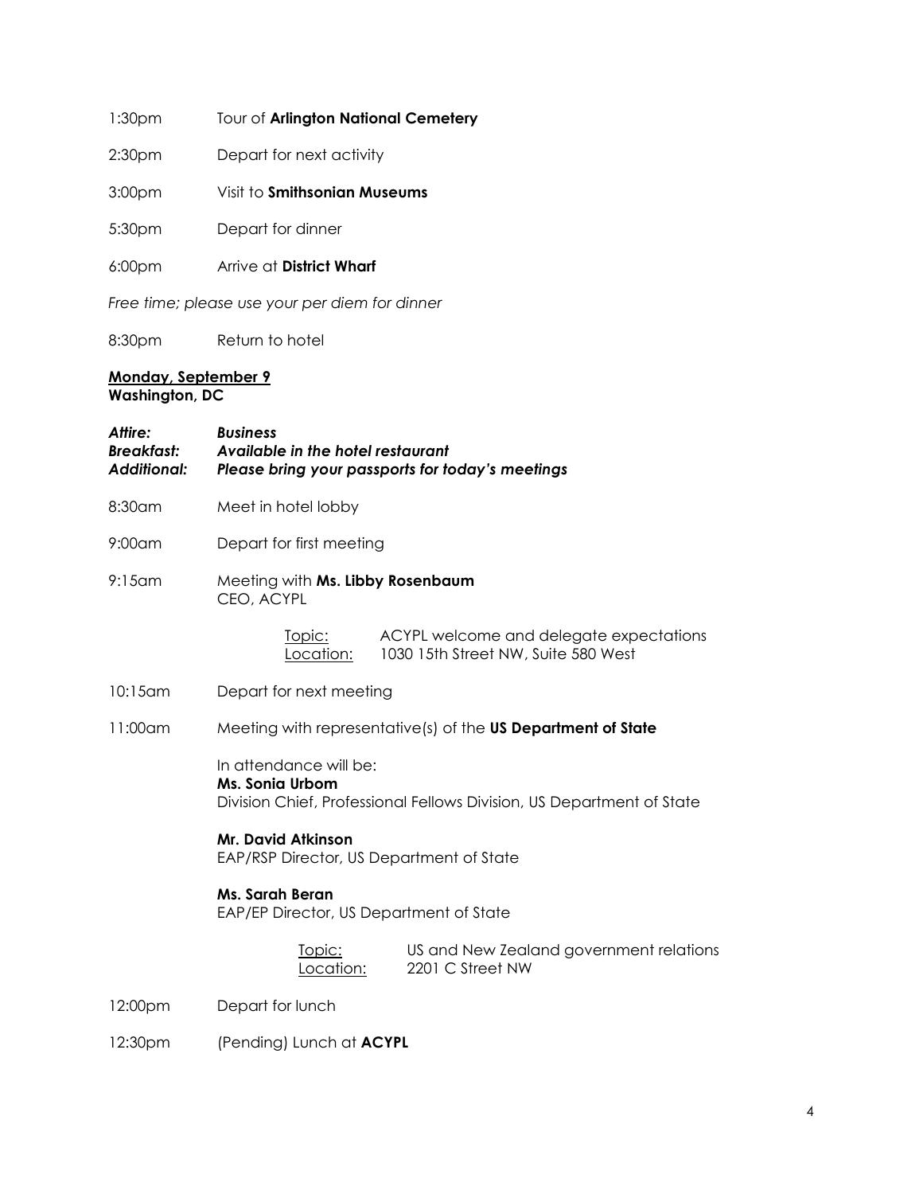1:30pm Tour of **Arlington National Cemetery**

2:30pm Depart for next activity

3:00pm Visit to **Smithsonian Museums**

5:30pm Depart for dinner

6:00pm Arrive at **District Wharf**

*Free time; please use your per diem for dinner*

8:30pm Return to hotel

**Monday, September 9**
**Washington, DC**

***Attire:*** ***Business***
***Breakfast:*** ***Available in the hotel restaurant***
***Additional:*** ***Please bring your passports for today's meetings***

8:30am Meet in hotel lobby

9:00am Depart for first meeting

9:15am Meeting with **Ms. Libby Rosenbaum**
CEO, ACYPL

Topic: ACYPL welcome and delegate expectations
Location: 1030 15th Street NW, Suite 580 West

10:15am Depart for next meeting

11:00am Meeting with representative(s) of the **US Department of State**

In attendance will be:
**Ms. Sonia Urbom**
Division Chief, Professional Fellows Division, US Department of State

**Mr. David Atkinson**
EAP/RSP Director, US Department of State

**Ms. Sarah Beran**
EAP/EP Director, US Department of State

Topic: US and New Zealand government relations
Location: 2201 C Street NW

12:00pm Depart for lunch

12:30pm (Pending) Lunch at **ACYPL**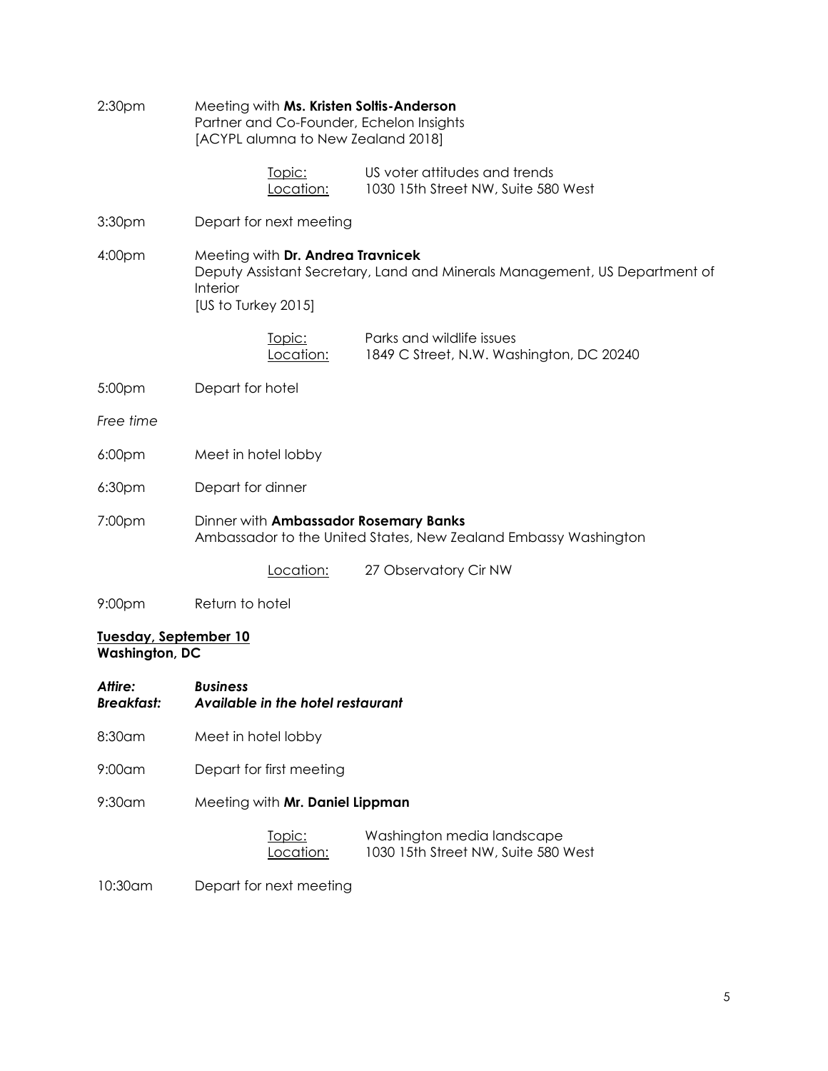2:30pm Meeting with **Ms. Kristen Soltis-Anderson**
Partner and Co-Founder, Echelon Insights
[ACYPL alumna to New Zealand 2018]

Topic: US voter attitudes and trends
Location: 1030 15th Street NW, Suite 580 West

3:30pm Depart for next meeting

4:00pm Meeting with **Dr. Andrea Travnicek**
Deputy Assistant Secretary, Land and Minerals Management, US Department of Interior
[US to Turkey 2015]

Topic: Parks and wildlife issues
Location: 1849 C Street, N.W. Washington, DC 20240

5:00pm Depart for hotel

*Free time*

6:00pm Meet in hotel lobby

6:30pm Depart for dinner

7:00pm Dinner with **Ambassador Rosemary Banks**
Ambassador to the United States, New Zealand Embassy Washington

Location: 27 Observatory Cir NW

9:00pm Return to hotel

**Tuesday, September 10**
**Washington, DC**

***Attire:*** ***Business***
***Breakfast:*** ***Available in the hotel restaurant***

8:30am Meet in hotel lobby

9:00am Depart for first meeting

9:30am Meeting with **Mr. Daniel Lippman**

Topic: Washington media landscape
Location: 1030 15th Street NW, Suite 580 West

10:30am Depart for next meeting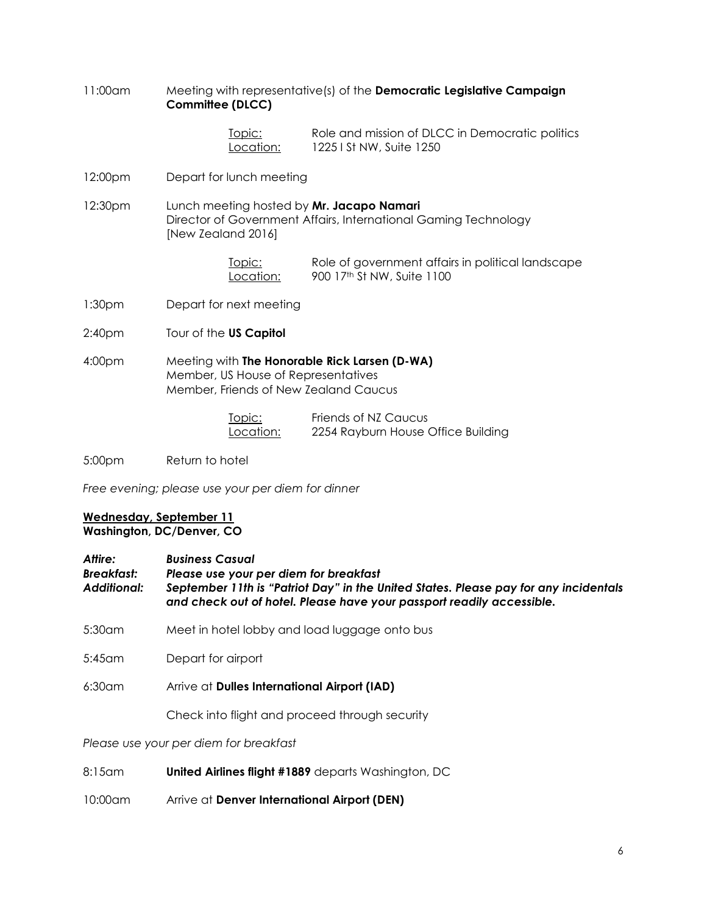11:00am Meeting with representative(s) of the **Democratic Legislative Campaign Committee (DLCC)**

Topic: Role and mission of DLCC in Democratic politics
Location: 1225 I St NW, Suite 1250

12:00pm Depart for lunch meeting

12:30pm Lunch meeting hosted by **Mr. Jacapo Namari**
Director of Government Affairs, International Gaming Technology
[New Zealand 2016]

Topic: Role of government affairs in political landscape
Location: 900 17th St NW, Suite 1100

1:30pm Depart for next meeting

2:40pm Tour of the **US Capitol**

4:00pm Meeting with **The Honorable Rick Larsen (D-WA)**
Member, US House of Representatives
Member, Friends of New Zealand Caucus

Topic: Friends of NZ Caucus
Location: 2254 Rayburn House Office Building

5:00pm Return to hotel

*Free evening; please use your per diem for dinner*

**Wednesday, September 11**
**Washington, DC/Denver, CO**

***Attire:*** ***Business Casual***
***Breakfast:*** ***Please use your per diem for breakfast***
***Additional:*** ***September 11th is "Patriot Day" in the United States. Please pay for any incidentals and check out of hotel. Please have your passport readily accessible.***

5:30am Meet in hotel lobby and load luggage onto bus

5:45am Depart for airport

6:30am Arrive at **Dulles International Airport (IAD)**

Check into flight and proceed through security

*Please use your per diem for breakfast*

8:15am **United Airlines flight #1889** departs Washington, DC

10:00am Arrive at **Denver International Airport (DEN)**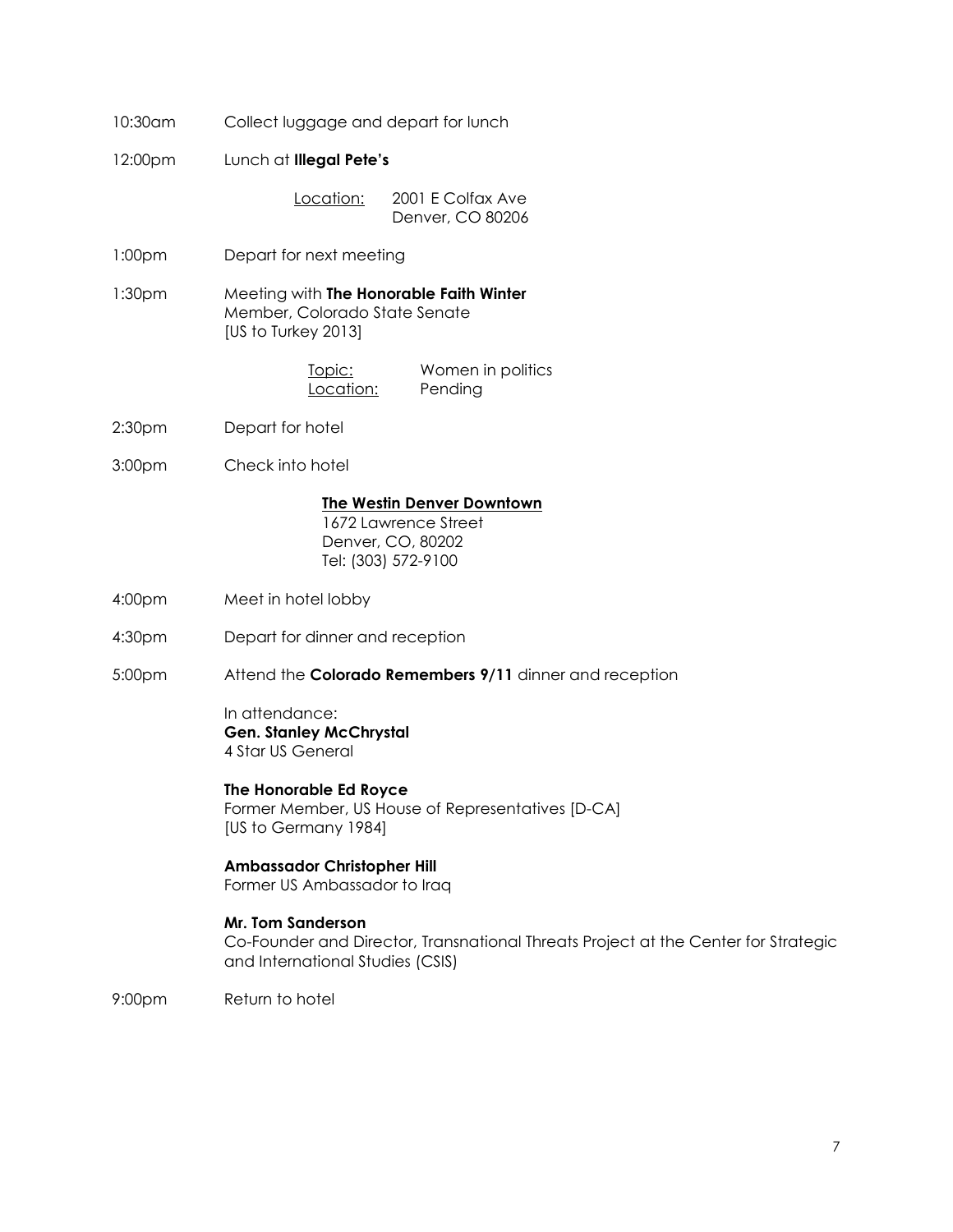10:30am Collect luggage and depart for lunch

12:00pm Lunch at **Illegal Pete's**

Location: 2001 E Colfax Ave
Denver, CO 80206

1:00pm Depart for next meeting

1:30pm Meeting with **The Honorable Faith Winter**
Member, Colorado State Senate
[US to Turkey 2013]

Topic: Women in politics
Location: Pending

2:30pm Depart for hotel

3:00pm Check into hotel

**The Westin Denver Downtown**
1672 Lawrence Street
Denver, CO, 80202
Tel: (303) 572-9100

4:00pm Meet in hotel lobby

4:30pm Depart for dinner and reception

5:00pm Attend the **Colorado Remembers 9/11** dinner and reception

In attendance:

**Gen. Stanley McChrystal**
4 Star US General

**The Honorable Ed Royce**
Former Member, US House of Representatives [D-CA]
[US to Germany 1984]

**Ambassador Christopher Hill**
Former US Ambassador to Iraq

**Mr. Tom Sanderson**
Co-Founder and Director, Transnational Threats Project at the Center for Strategic and International Studies (CSIS)

9:00pm Return to hotel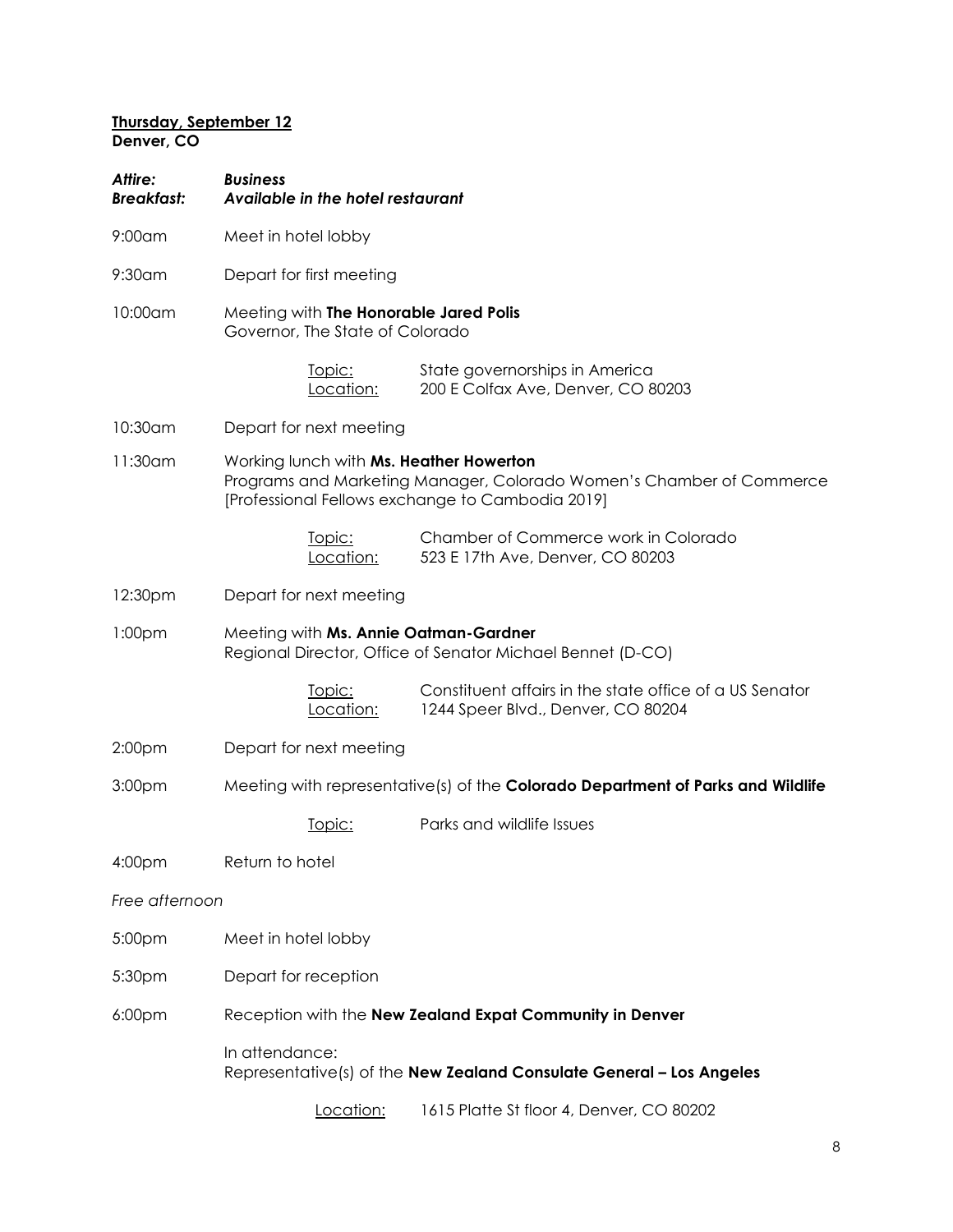**<u>Thursday, September 12</u>**
**Denver, CO**

***Attire:*** ***Business***
***Breakfast:*** ***Available in the hotel restaurant***

9:00am Meet in hotel lobby

9:30am Depart for first meeting

10:00am Meeting with **The Honorable Jared Polis**
Governor, The State of Colorado

<u>Topic:</u> State governorships in America
<u>Location:</u> 200 E Colfax Ave, Denver, CO 80203

10:30am Depart for next meeting

11:30am Working lunch with **Ms. Heather Howerton**
Programs and Marketing Manager, Colorado Women's Chamber of Commerce
[Professional Fellows exchange to Cambodia 2019]

<u>Topic:</u> Chamber of Commerce work in Colorado
<u>Location:</u> 523 E 17th Ave, Denver, CO 80203

12:30pm Depart for next meeting

1:00pm Meeting with **Ms. Annie Oatman-Gardner**
Regional Director, Office of Senator Michael Bennet (D-CO)

<u>Topic:</u> Constituent affairs in the state office of a US Senator
<u>Location:</u> 1244 Speer Blvd., Denver, CO 80204

2:00pm Depart for next meeting

3:00pm Meeting with representative(s) of the **Colorado Department of Parks and Wildlife**

<u>Topic:</u> Parks and wildlife Issues

4:00pm Return to hotel

*Free afternoon*

5:00pm Meet in hotel lobby

5:30pm Depart for reception

6:00pm Reception with the **New Zealand Expat Community in Denver**

In attendance:
Representative(s) of the **New Zealand Consulate General – Los Angeles**

<u>Location:</u> 1615 Platte St floor 4, Denver, CO 80202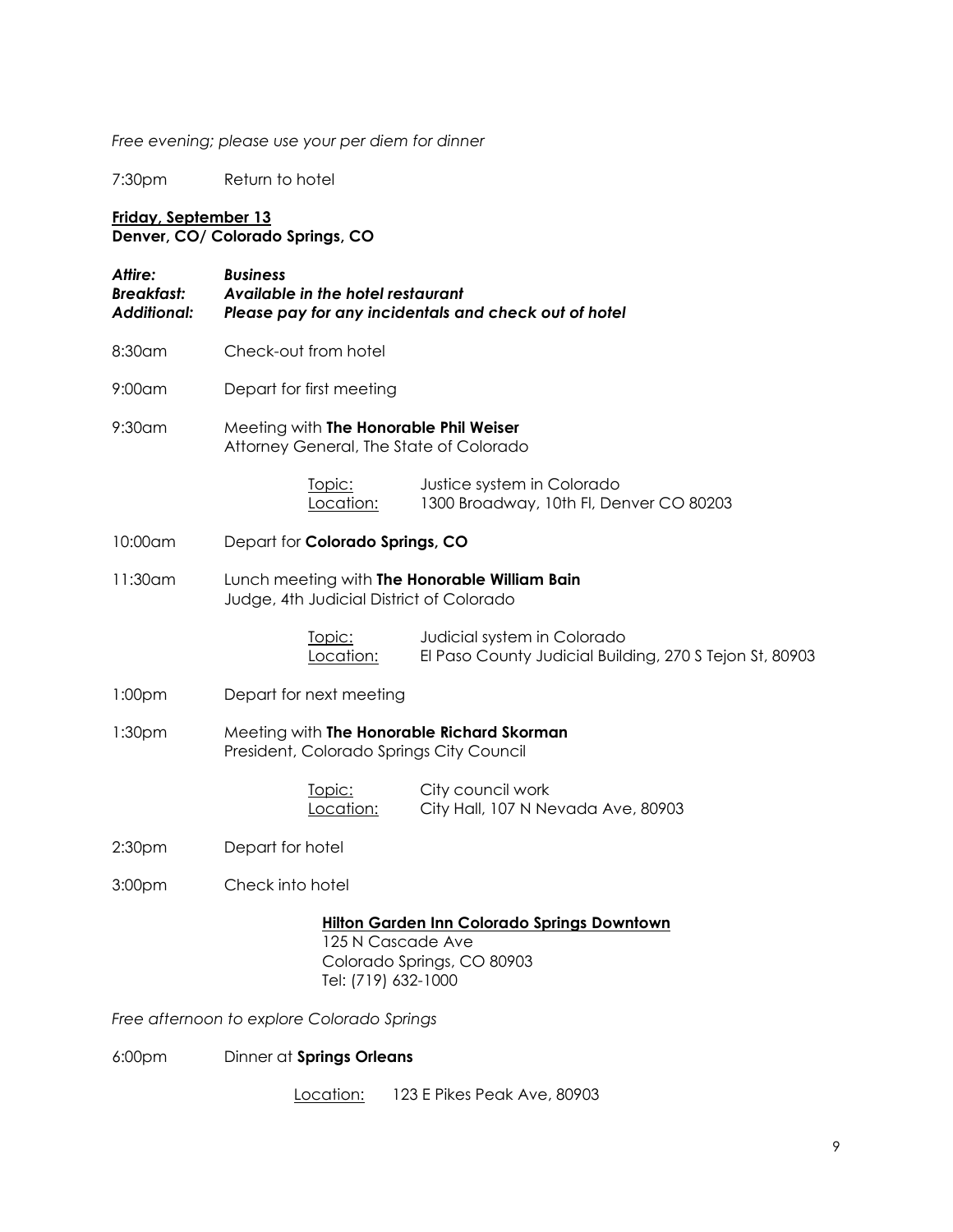*Free evening; please use your per diem for dinner*

7:30pm Return to hotel

**Friday, September 13**
**Denver, CO/ Colorado Springs, CO**

***Attire:*** ***Business***
***Breakfast:*** ***Available in the hotel restaurant***
***Additional:*** ***Please pay for any incidentals and check out of hotel***

8:30am Check-out from hotel

9:00am Depart for first meeting

9:30am Meeting with **The Honorable Phil Weiser**
Attorney General, The State of Colorado

Topic: Justice system in Colorado
Location: 1300 Broadway, 10th Fl, Denver CO 80203

10:00am Depart for **Colorado Springs, CO**

11:30am Lunch meeting with **The Honorable William Bain**
Judge, 4th Judicial District of Colorado

Topic: Judicial system in Colorado
Location: El Paso County Judicial Building, 270 S Tejon St, 80903

1:00pm Depart for next meeting

1:30pm Meeting with **The Honorable Richard Skorman**
President, Colorado Springs City Council

Topic: City council work
Location: City Hall, 107 N Nevada Ave, 80903

2:30pm Depart for hotel

3:00pm Check into hotel

**Hilton Garden Inn Colorado Springs Downtown**
125 N Cascade Ave
Colorado Springs, CO 80903
Tel: (719) 632-1000

*Free afternoon to explore Colorado Springs*

6:00pm Dinner at **Springs Orleans**

Location: 123 E Pikes Peak Ave, 80903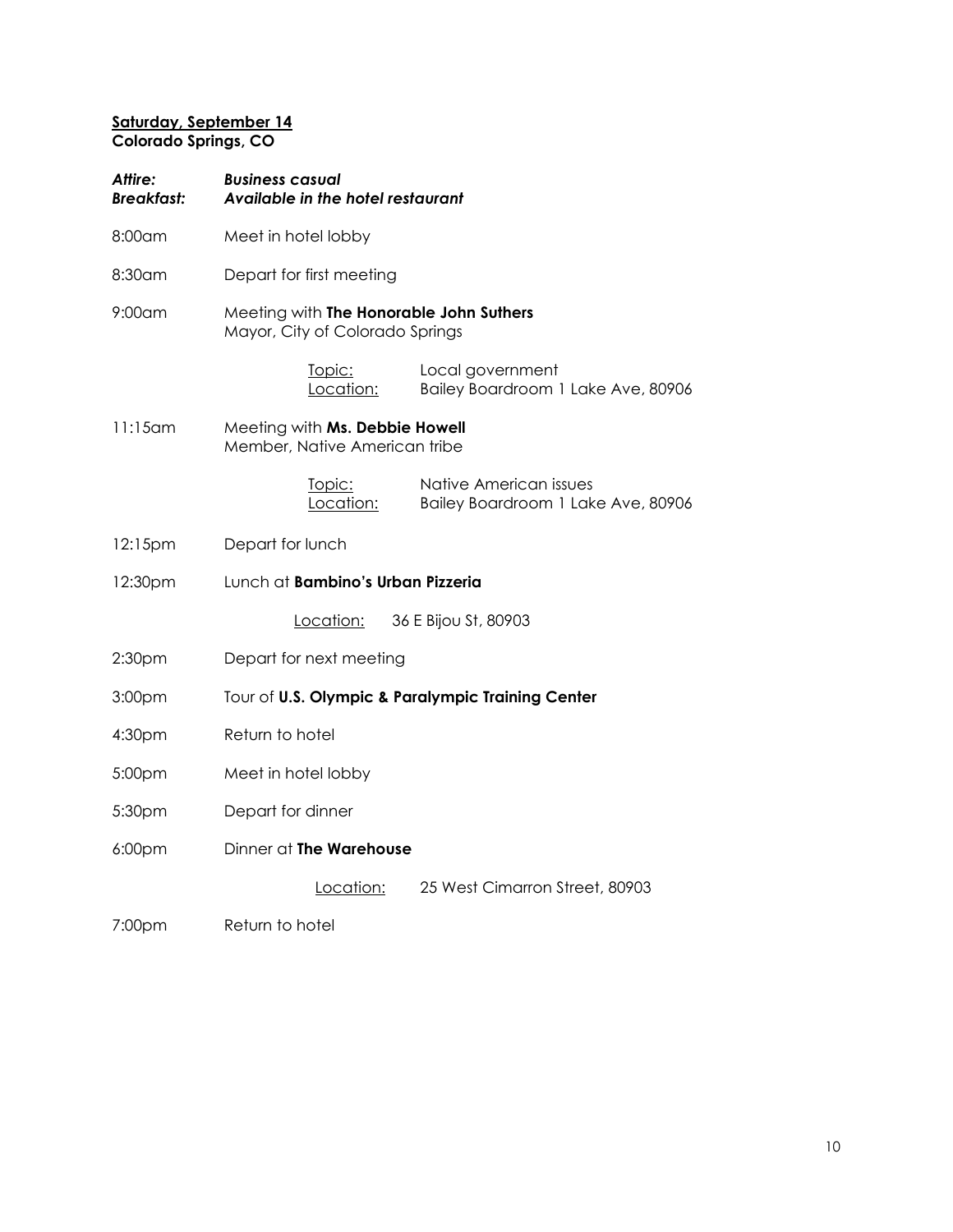**<u>Saturday, September 14</u>**
**Colorado Springs, CO**

***Attire:*** ***Business casual***
***Breakfast:*** ***Available in the hotel restaurant***

8:00am Meet in hotel lobby

8:30am Depart for first meeting

9:00am Meeting with **The Honorable John Suthers**
Mayor, City of Colorado Springs

<u>Topic:</u> Local government
<u>Location:</u> Bailey Boardroom 1 Lake Ave, 80906

11:15am Meeting with **Ms. Debbie Howell**
Member, Native American tribe

<u>Topic:</u> Native American issues
<u>Location:</u> Bailey Boardroom 1 Lake Ave, 80906

12:15pm Depart for lunch

12:30pm Lunch at **Bambino's Urban Pizzeria**

<u>Location:</u> 36 E Bijou St, 80903

2:30pm Depart for next meeting

3:00pm Tour of **U.S. Olympic & Paralympic Training Center**

4:30pm Return to hotel

5:00pm Meet in hotel lobby

5:30pm Depart for dinner

6:00pm Dinner at **The Warehouse**

<u>Location:</u> 25 West Cimarron Street, 80903

7:00pm Return to hotel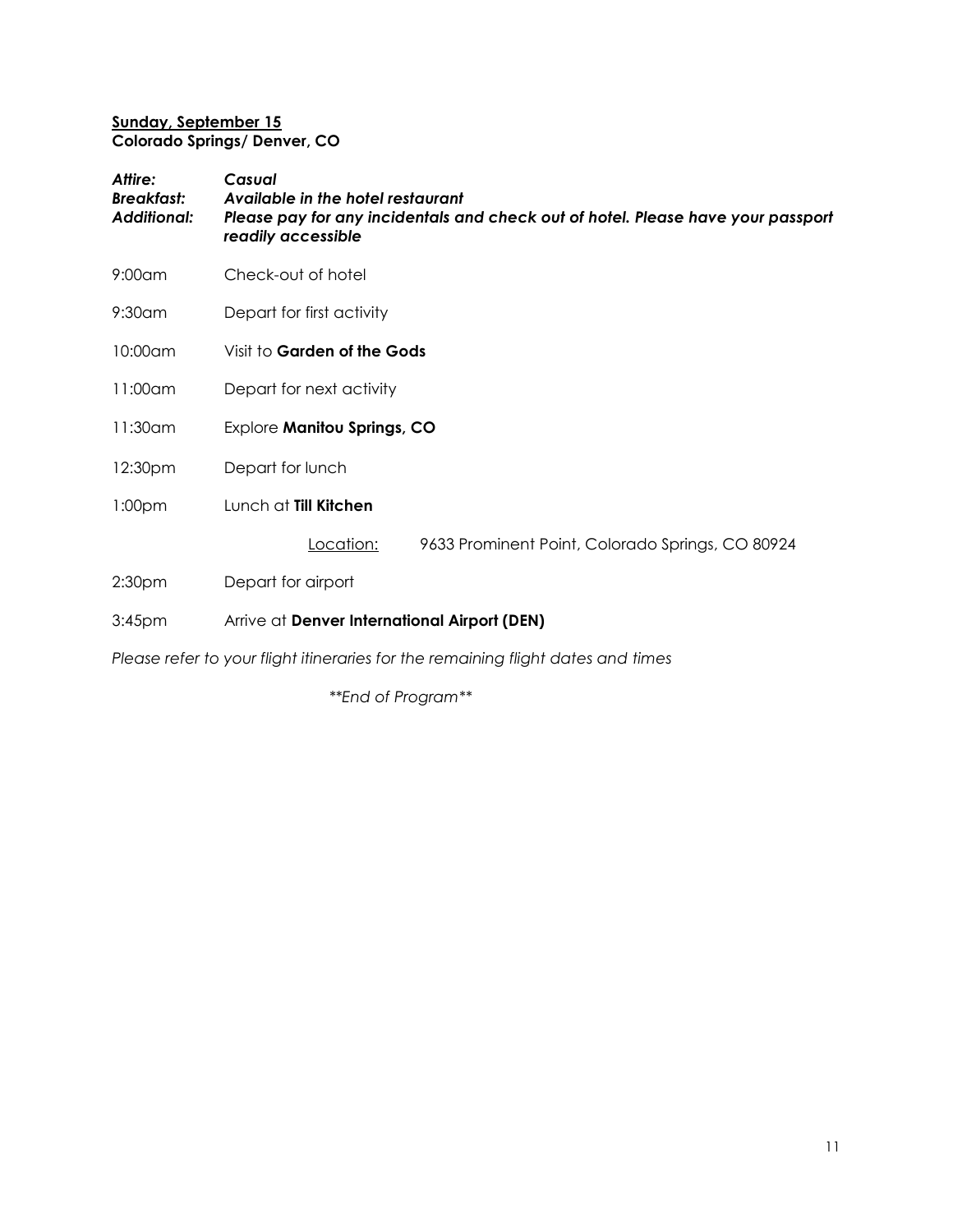**<u>Sunday, September 15</u>**
**Colorado Springs/ Denver, CO**

***Attire:*** ***Casual***
***Breakfast:*** ***Available in the hotel restaurant***
***Additional:*** ***Please pay for any incidentals and check out of hotel. Please have your passport readily accessible***

| | |
|---|---|
| 9:00am | Check-out of hotel |
| 9:30am | Depart for first activity |
| 10:00am | Visit to **Garden of the Gods** |
| 11:00am | Depart for next activity |
| 11:30am | Explore **Manitou Springs, CO** |
| 12:30pm | Depart for lunch |
| 1:00pm | Lunch at **Till Kitchen** |
| | <u>Location:</u> 9633 Prominent Point, Colorado Springs, CO 80924 |
| 2:30pm | Depart for airport |
| 3:45pm | Arrive at **Denver International Airport (DEN)** |

*Please refer to your flight itineraries for the remaining flight dates and times*

*\*\*End of Program\*\**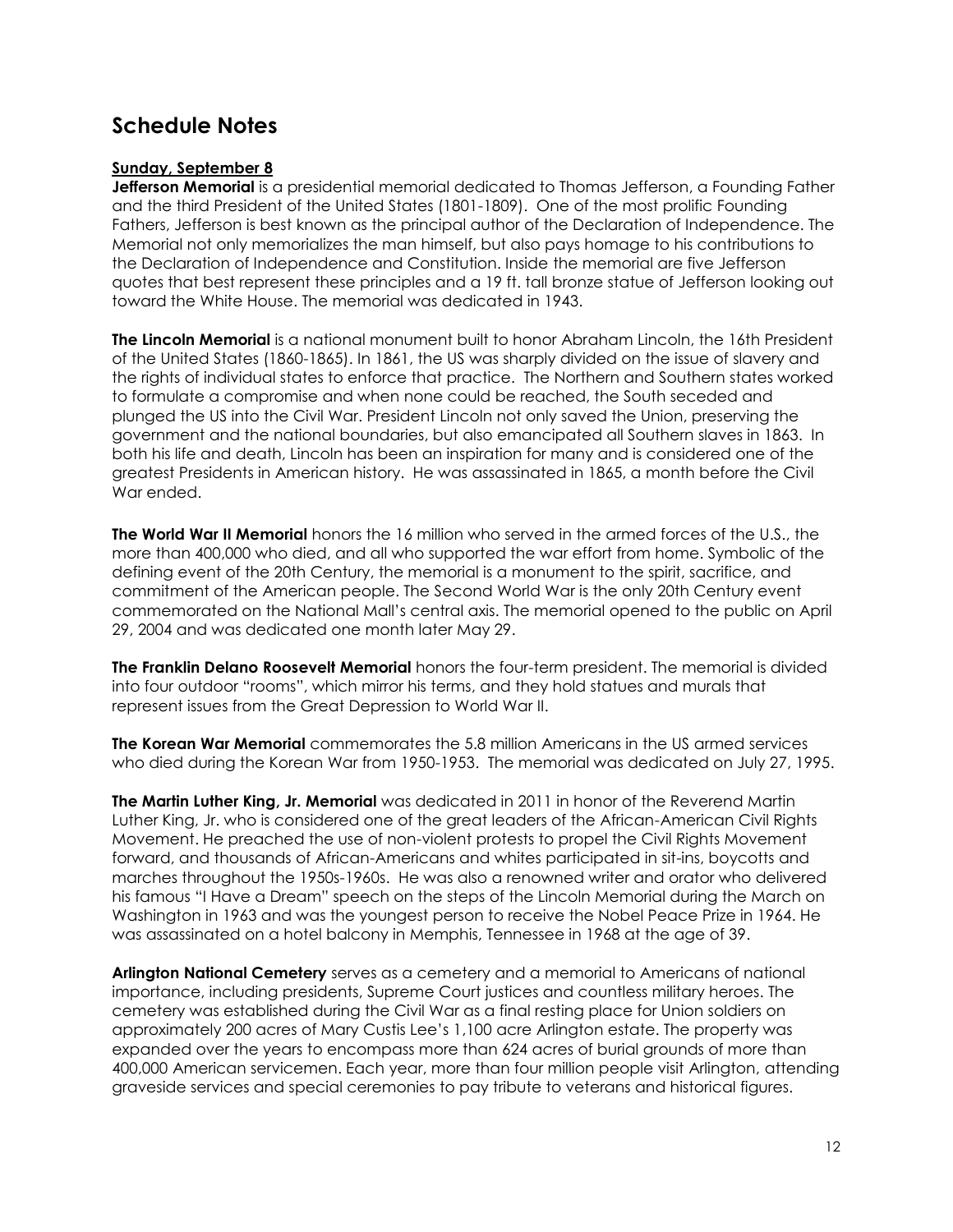## Schedule Notes

**Sunday, September 8**

**Jefferson Memorial** is a presidential memorial dedicated to Thomas Jefferson, a Founding Father and the third President of the United States (1801-1809). One of the most prolific Founding Fathers, Jefferson is best known as the principal author of the Declaration of Independence. The Memorial not only memorializes the man himself, but also pays homage to his contributions to the Declaration of Independence and Constitution. Inside the memorial are five Jefferson quotes that best represent these principles and a 19 ft. tall bronze statue of Jefferson looking out toward the White House. The memorial was dedicated in 1943.

**The Lincoln Memorial** is a national monument built to honor Abraham Lincoln, the 16th President of the United States (1860-1865). In 1861, the US was sharply divided on the issue of slavery and the rights of individual states to enforce that practice. The Northern and Southern states worked to formulate a compromise and when none could be reached, the South seceded and plunged the US into the Civil War. President Lincoln not only saved the Union, preserving the government and the national boundaries, but also emancipated all Southern slaves in 1863. In both his life and death, Lincoln has been an inspiration for many and is considered one of the greatest Presidents in American history. He was assassinated in 1865, a month before the Civil War ended.

**The World War II Memorial** honors the 16 million who served in the armed forces of the U.S., the more than 400,000 who died, and all who supported the war effort from home. Symbolic of the defining event of the 20th Century, the memorial is a monument to the spirit, sacrifice, and commitment of the American people. The Second World War is the only 20th Century event commemorated on the National Mall's central axis. The memorial opened to the public on April 29, 2004 and was dedicated one month later May 29.

**The Franklin Delano Roosevelt Memorial** honors the four-term president. The memorial is divided into four outdoor "rooms", which mirror his terms, and they hold statues and murals that represent issues from the Great Depression to World War II.

**The Korean War Memorial** commemorates the 5.8 million Americans in the US armed services who died during the Korean War from 1950-1953. The memorial was dedicated on July 27, 1995.

**The Martin Luther King, Jr. Memorial** was dedicated in 2011 in honor of the Reverend Martin Luther King, Jr. who is considered one of the great leaders of the African-American Civil Rights Movement. He preached the use of non-violent protests to propel the Civil Rights Movement forward, and thousands of African-Americans and whites participated in sit-ins, boycotts and marches throughout the 1950s-1960s. He was also a renowned writer and orator who delivered his famous "I Have a Dream" speech on the steps of the Lincoln Memorial during the March on Washington in 1963 and was the youngest person to receive the Nobel Peace Prize in 1964. He was assassinated on a hotel balcony in Memphis, Tennessee in 1968 at the age of 39.

**Arlington National Cemetery** serves as a cemetery and a memorial to Americans of national importance, including presidents, Supreme Court justices and countless military heroes. The cemetery was established during the Civil War as a final resting place for Union soldiers on approximately 200 acres of Mary Custis Lee's 1,100 acre Arlington estate. The property was expanded over the years to encompass more than 624 acres of burial grounds of more than 400,000 American servicemen. Each year, more than four million people visit Arlington, attending graveside services and special ceremonies to pay tribute to veterans and historical figures.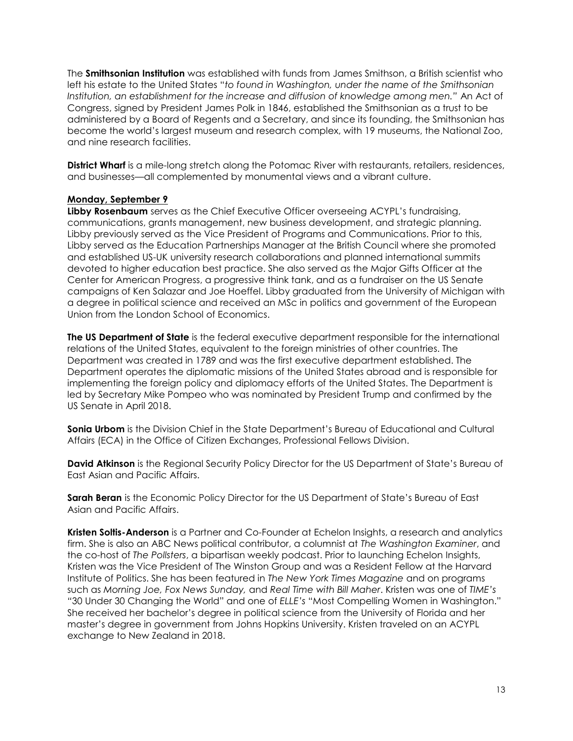The **Smithsonian Institution** was established with funds from James Smithson, a British scientist who left his estate to the United States "*to found in Washington, under the name of the Smithsonian Institution, an establishment for the increase and diffusion of knowledge among men.*" An Act of Congress, signed by President James Polk in 1846, established the Smithsonian as a trust to be administered by a Board of Regents and a Secretary, and since its founding, the Smithsonian has become the world's largest museum and research complex, with 19 museums, the National Zoo, and nine research facilities.

**District Wharf** is a mile-long stretch along the Potomac River with restaurants, retailers, residences, and businesses—all complemented by monumental views and a vibrant culture.

**Monday, September 9**

**Libby Rosenbaum** serves as the Chief Executive Officer overseeing ACYPL's fundraising, communications, grants management, new business development, and strategic planning. Libby previously served as the Vice President of Programs and Communications. Prior to this, Libby served as the Education Partnerships Manager at the British Council where she promoted and established US-UK university research collaborations and planned international summits devoted to higher education best practice. She also served as the Major Gifts Officer at the Center for American Progress, a progressive think tank, and as a fundraiser on the US Senate campaigns of Ken Salazar and Joe Hoeffel. Libby graduated from the University of Michigan with a degree in political science and received an MSc in politics and government of the European Union from the London School of Economics.

**The US Department of State** is the federal executive department responsible for the international relations of the United States, equivalent to the foreign ministries of other countries. The Department was created in 1789 and was the first executive department established. The Department operates the diplomatic missions of the United States abroad and is responsible for implementing the foreign policy and diplomacy efforts of the United States. The Department is led by Secretary Mike Pompeo who was nominated by President Trump and confirmed by the US Senate in April 2018.

**Sonia Urbom** is the Division Chief in the State Department's Bureau of Educational and Cultural Affairs (ECA) in the Office of Citizen Exchanges, Professional Fellows Division.

**David Atkinson** is the Regional Security Policy Director for the US Department of State's Bureau of East Asian and Pacific Affairs.

**Sarah Beran** is the Economic Policy Director for the US Department of State's Bureau of East Asian and Pacific Affairs.

**Kristen Soltis-Anderson** is a Partner and Co-Founder at Echelon Insights, a research and analytics firm. She is also an ABC News political contributor, a columnist at *The Washington Examiner*, and the co-host of *The Pollsters*, a bipartisan weekly podcast. Prior to launching Echelon Insights, Kristen was the Vice President of The Winston Group and was a Resident Fellow at the Harvard Institute of Politics. She has been featured in *The New York Times Magazine* and on programs such as *Morning Joe, Fox News Sunday,* and *Real Time with Bill Maher*. Kristen was one of *TIME's* "30 Under 30 Changing the World" and one of *ELLE's* "Most Compelling Women in Washington." She received her bachelor's degree in political science from the University of Florida and her master's degree in government from Johns Hopkins University. Kristen traveled on an ACYPL exchange to New Zealand in 2018.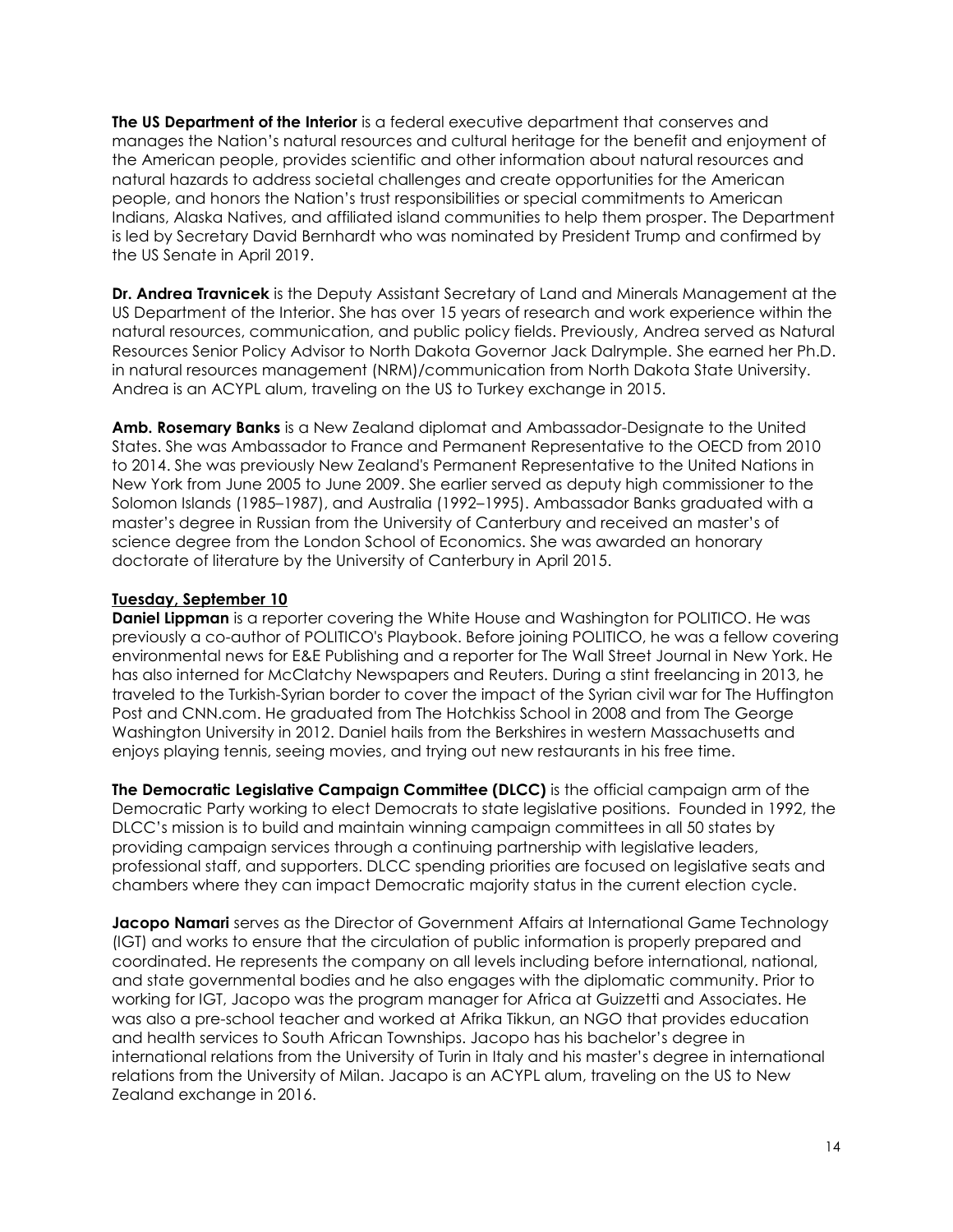**The US Department of the Interior** is a federal executive department that conserves and manages the Nation's natural resources and cultural heritage for the benefit and enjoyment of the American people, provides scientific and other information about natural resources and natural hazards to address societal challenges and create opportunities for the American people, and honors the Nation's trust responsibilities or special commitments to American Indians, Alaska Natives, and affiliated island communities to help them prosper. The Department is led by Secretary David Bernhardt who was nominated by President Trump and confirmed by the US Senate in April 2019.

**Dr. Andrea Travnicek** is the Deputy Assistant Secretary of Land and Minerals Management at the US Department of the Interior. She has over 15 years of research and work experience within the natural resources, communication, and public policy fields. Previously, Andrea served as Natural Resources Senior Policy Advisor to North Dakota Governor Jack Dalrymple. She earned her Ph.D. in natural resources management (NRM)/communication from North Dakota State University. Andrea is an ACYPL alum, traveling on the US to Turkey exchange in 2015.

**Amb. Rosemary Banks** is a New Zealand diplomat and Ambassador-Designate to the United States. She was Ambassador to France and Permanent Representative to the OECD from 2010 to 2014. She was previously New Zealand's Permanent Representative to the United Nations in New York from June 2005 to June 2009. She earlier served as deputy high commissioner to the Solomon Islands (1985–1987), and Australia (1992–1995). Ambassador Banks graduated with a master's degree in Russian from the University of Canterbury and received an master's of science degree from the London School of Economics. She was awarded an honorary doctorate of literature by the University of Canterbury in April 2015.

**Tuesday, September 10**

**Daniel Lippman** is a reporter covering the White House and Washington for POLITICO. He was previously a co-author of POLITICO's Playbook. Before joining POLITICO, he was a fellow covering environmental news for E&E Publishing and a reporter for The Wall Street Journal in New York. He has also interned for McClatchy Newspapers and Reuters. During a stint freelancing in 2013, he traveled to the Turkish-Syrian border to cover the impact of the Syrian civil war for The Huffington Post and CNN.com. He graduated from The Hotchkiss School in 2008 and from The George Washington University in 2012. Daniel hails from the Berkshires in western Massachusetts and enjoys playing tennis, seeing movies, and trying out new restaurants in his free time.

**The Democratic Legislative Campaign Committee (DLCC)** is the official campaign arm of the Democratic Party working to elect Democrats to state legislative positions. Founded in 1992, the DLCC's mission is to build and maintain winning campaign committees in all 50 states by providing campaign services through a continuing partnership with legislative leaders, professional staff, and supporters. DLCC spending priorities are focused on legislative seats and chambers where they can impact Democratic majority status in the current election cycle.

**Jacopo Namari** serves as the Director of Government Affairs at International Game Technology (IGT) and works to ensure that the circulation of public information is properly prepared and coordinated. He represents the company on all levels including before international, national, and state governmental bodies and he also engages with the diplomatic community. Prior to working for IGT, Jacopo was the program manager for Africa at Guizzetti and Associates. He was also a pre-school teacher and worked at Afrika Tikkun, an NGO that provides education and health services to South African Townships. Jacopo has his bachelor's degree in international relations from the University of Turin in Italy and his master's degree in international relations from the University of Milan. Jacapo is an ACYPL alum, traveling on the US to New Zealand exchange in 2016.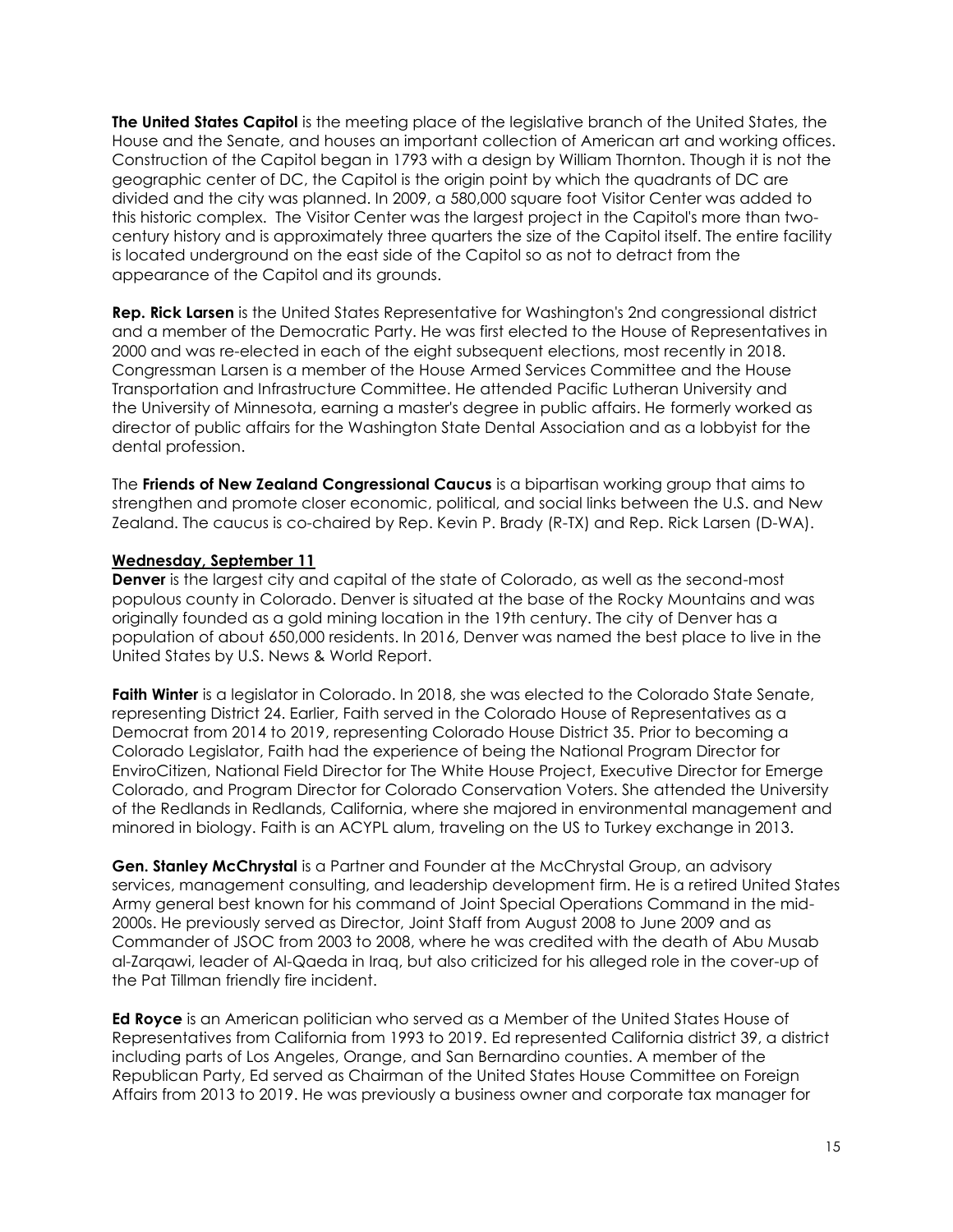**The United States Capitol** is the meeting place of the legislative branch of the United States, the House and the Senate, and houses an important collection of American art and working offices. Construction of the Capitol began in 1793 with a design by William Thornton. Though it is not the geographic center of DC, the Capitol is the origin point by which the quadrants of DC are divided and the city was planned. In 2009, a 580,000 square foot Visitor Center was added to this historic complex. The Visitor Center was the largest project in the Capitol's more than two-century history and is approximately three quarters the size of the Capitol itself. The entire facility is located underground on the east side of the Capitol so as not to detract from the appearance of the Capitol and its grounds.

**Rep. Rick Larsen** is the United States Representative for Washington's 2nd congressional district and a member of the Democratic Party. He was first elected to the House of Representatives in 2000 and was re-elected in each of the eight subsequent elections, most recently in 2018. Congressman Larsen is a member of the House Armed Services Committee and the House Transportation and Infrastructure Committee. He attended Pacific Lutheran University and the University of Minnesota, earning a master's degree in public affairs. He formerly worked as director of public affairs for the Washington State Dental Association and as a lobbyist for the dental profession.

The **Friends of New Zealand Congressional Caucus** is a bipartisan working group that aims to strengthen and promote closer economic, political, and social links between the U.S. and New Zealand. The caucus is co-chaired by Rep. Kevin P. Brady (R-TX) and Rep. Rick Larsen (D-WA).

**Wednesday, September 11**

**Denver** is the largest city and capital of the state of Colorado, as well as the second-most populous county in Colorado. Denver is situated at the base of the Rocky Mountains and was originally founded as a gold mining location in the 19th century. The city of Denver has a population of about 650,000 residents. In 2016, Denver was named the best place to live in the United States by U.S. News & World Report.

**Faith Winter** is a legislator in Colorado. In 2018, she was elected to the Colorado State Senate, representing District 24. Earlier, Faith served in the Colorado House of Representatives as a Democrat from 2014 to 2019, representing Colorado House District 35. Prior to becoming a Colorado Legislator, Faith had the experience of being the National Program Director for EnviroCitizen, National Field Director for The White House Project, Executive Director for Emerge Colorado, and Program Director for Colorado Conservation Voters. She attended the University of the Redlands in Redlands, California, where she majored in environmental management and minored in biology. Faith is an ACYPL alum, traveling on the US to Turkey exchange in 2013.

**Gen. Stanley McChrystal** is a Partner and Founder at the McChrystal Group, an advisory services, management consulting, and leadership development firm. He is a retired United States Army general best known for his command of Joint Special Operations Command in the mid-2000s. He previously served as Director, Joint Staff from August 2008 to June 2009 and as Commander of JSOC from 2003 to 2008, where he was credited with the death of Abu Musab al-Zarqawi, leader of Al-Qaeda in Iraq, but also criticized for his alleged role in the cover-up of the Pat Tillman friendly fire incident.

**Ed Royce** is an American politician who served as a Member of the United States House of Representatives from California from 1993 to 2019. Ed represented California district 39, a district including parts of Los Angeles, Orange, and San Bernardino counties. A member of the Republican Party, Ed served as Chairman of the United States House Committee on Foreign Affairs from 2013 to 2019. He was previously a business owner and corporate tax manager for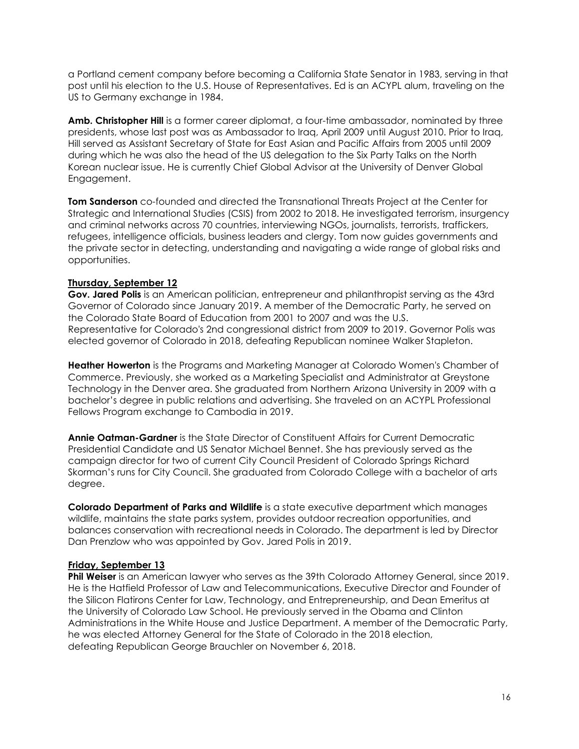a Portland cement company before becoming a California State Senator in 1983, serving in that post until his election to the U.S. House of Representatives. Ed is an ACYPL alum, traveling on the US to Germany exchange in 1984.

**Amb. Christopher Hill** is a former career diplomat, a four-time ambassador, nominated by three presidents, whose last post was as Ambassador to Iraq, April 2009 until August 2010. Prior to Iraq, Hill served as Assistant Secretary of State for East Asian and Pacific Affairs from 2005 until 2009 during which he was also the head of the US delegation to the Six Party Talks on the North Korean nuclear issue. He is currently Chief Global Advisor at the University of Denver Global Engagement.

**Tom Sanderson** co-founded and directed the Transnational Threats Project at the Center for Strategic and International Studies (CSIS) from 2002 to 2018. He investigated terrorism, insurgency and criminal networks across 70 countries, interviewing NGOs, journalists, terrorists, traffickers, refugees, intelligence officials, business leaders and clergy. Tom now guides governments and the private sector in detecting, understanding and navigating a wide range of global risks and opportunities.

**Thursday, September 12**

**Gov. Jared Polis** is an American politician, entrepreneur and philanthropist serving as the 43rd Governor of Colorado since January 2019. A member of the Democratic Party, he served on the Colorado State Board of Education from 2001 to 2007 and was the U.S. Representative for Colorado's 2nd congressional district from 2009 to 2019. Governor Polis was elected governor of Colorado in 2018, defeating Republican nominee Walker Stapleton.

**Heather Howerton** is the Programs and Marketing Manager at Colorado Women's Chamber of Commerce. Previously, she worked as a Marketing Specialist and Administrator at Greystone Technology in the Denver area. She graduated from Northern Arizona University in 2009 with a bachelor's degree in public relations and advertising. She traveled on an ACYPL Professional Fellows Program exchange to Cambodia in 2019.

**Annie Oatman-Gardner** is the State Director of Constituent Affairs for Current Democratic Presidential Candidate and US Senator Michael Bennet. She has previously served as the campaign director for two of current City Council President of Colorado Springs Richard Skorman's runs for City Council. She graduated from Colorado College with a bachelor of arts degree.

**Colorado Department of Parks and Wildlife** is a state executive department which manages wildlife, maintains the state parks system, provides outdoor recreation opportunities, and balances conservation with recreational needs in Colorado. The department is led by Director Dan Prenzlow who was appointed by Gov. Jared Polis in 2019.

**Friday, September 13**

**Phil Weiser** is an American lawyer who serves as the 39th Colorado Attorney General, since 2019. He is the Hatfield Professor of Law and Telecommunications, Executive Director and Founder of the Silicon Flatirons Center for Law, Technology, and Entrepreneurship, and Dean Emeritus at the University of Colorado Law School. He previously served in the Obama and Clinton Administrations in the White House and Justice Department. A member of the Democratic Party, he was elected Attorney General for the State of Colorado in the 2018 election, defeating Republican George Brauchler on November 6, 2018.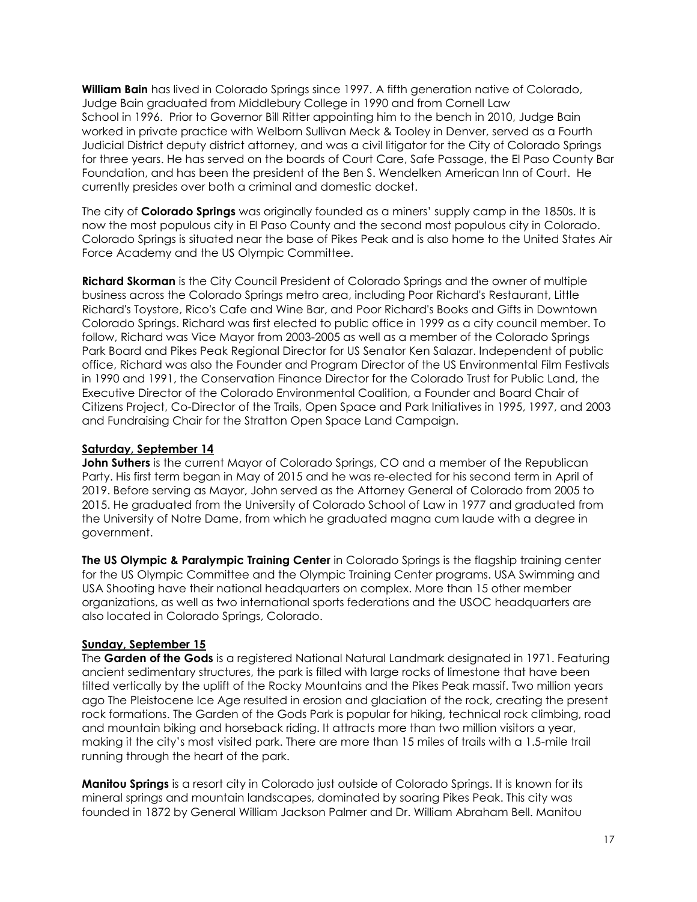**William Bain** has lived in Colorado Springs since 1997. A fifth generation native of Colorado, Judge Bain graduated from Middlebury College in 1990 and from Cornell Law School in 1996. Prior to Governor Bill Ritter appointing him to the bench in 2010, Judge Bain worked in private practice with Welborn Sullivan Meck & Tooley in Denver, served as a Fourth Judicial District deputy district attorney, and was a civil litigator for the City of Colorado Springs for three years. He has served on the boards of Court Care, Safe Passage, the El Paso County Bar Foundation, and has been the president of the Ben S. Wendelken American Inn of Court. He currently presides over both a criminal and domestic docket.

The city of **Colorado Springs** was originally founded as a miners' supply camp in the 1850s. It is now the most populous city in El Paso County and the second most populous city in Colorado. Colorado Springs is situated near the base of Pikes Peak and is also home to the United States Air Force Academy and the US Olympic Committee.

**Richard Skorman** is the City Council President of Colorado Springs and the owner of multiple business across the Colorado Springs metro area, including Poor Richard's Restaurant, Little Richard's Toystore, Rico's Cafe and Wine Bar, and Poor Richard's Books and Gifts in Downtown Colorado Springs. Richard was first elected to public office in 1999 as a city council member. To follow, Richard was Vice Mayor from 2003-2005 as well as a member of the Colorado Springs Park Board and Pikes Peak Regional Director for US Senator Ken Salazar. Independent of public office, Richard was also the Founder and Program Director of the US Environmental Film Festivals in 1990 and 1991, the Conservation Finance Director for the Colorado Trust for Public Land, the Executive Director of the Colorado Environmental Coalition, a Founder and Board Chair of Citizens Project, Co-Director of the Trails, Open Space and Park Initiatives in 1995, 1997, and 2003 and Fundraising Chair for the Stratton Open Space Land Campaign.

**Saturday, September 14**

**John Suthers** is the current Mayor of Colorado Springs, CO and a member of the Republican Party. His first term began in May of 2015 and he was re-elected for his second term in April of 2019. Before serving as Mayor, John served as the Attorney General of Colorado from 2005 to 2015. He graduated from the University of Colorado School of Law in 1977 and graduated from the University of Notre Dame, from which he graduated magna cum laude with a degree in government.

**The US Olympic & Paralympic Training Center** in Colorado Springs is the flagship training center for the US Olympic Committee and the Olympic Training Center programs. USA Swimming and USA Shooting have their national headquarters on complex. More than 15 other member organizations, as well as two international sports federations and the USOC headquarters are also located in Colorado Springs, Colorado.

**Sunday, September 15**

The **Garden of the Gods** is a registered National Natural Landmark designated in 1971. Featuring ancient sedimentary structures, the park is filled with large rocks of limestone that have been tilted vertically by the uplift of the Rocky Mountains and the Pikes Peak massif. Two million years ago The Pleistocene Ice Age resulted in erosion and glaciation of the rock, creating the present rock formations. The Garden of the Gods Park is popular for hiking, technical rock climbing, road and mountain biking and horseback riding. It attracts more than two million visitors a year, making it the city's most visited park. There are more than 15 miles of trails with a 1.5-mile trail running through the heart of the park.

**Manitou Springs** is a resort city in Colorado just outside of Colorado Springs. It is known for its mineral springs and mountain landscapes, dominated by soaring Pikes Peak. This city was founded in 1872 by General William Jackson Palmer and Dr. William Abraham Bell. Manitou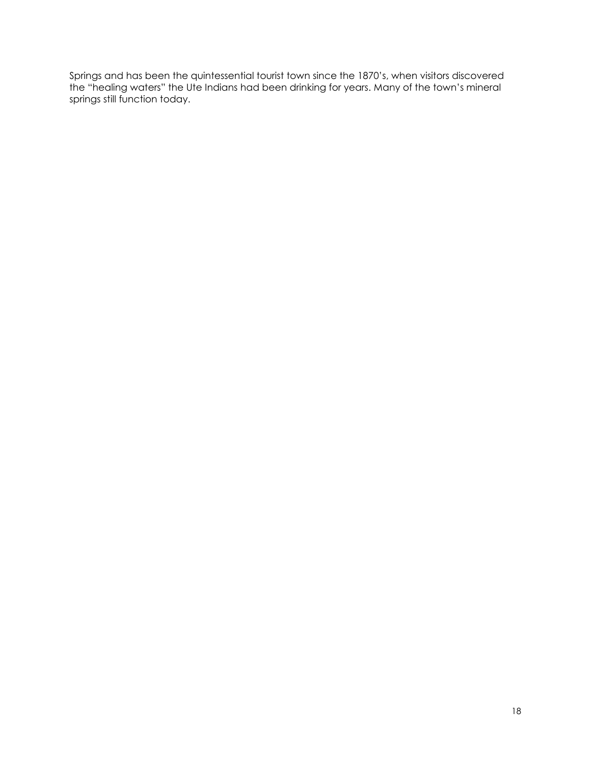Springs and has been the quintessential tourist town since the 1870's, when visitors discovered the "healing waters" the Ute Indians had been drinking for years. Many of the town's mineral springs still function today.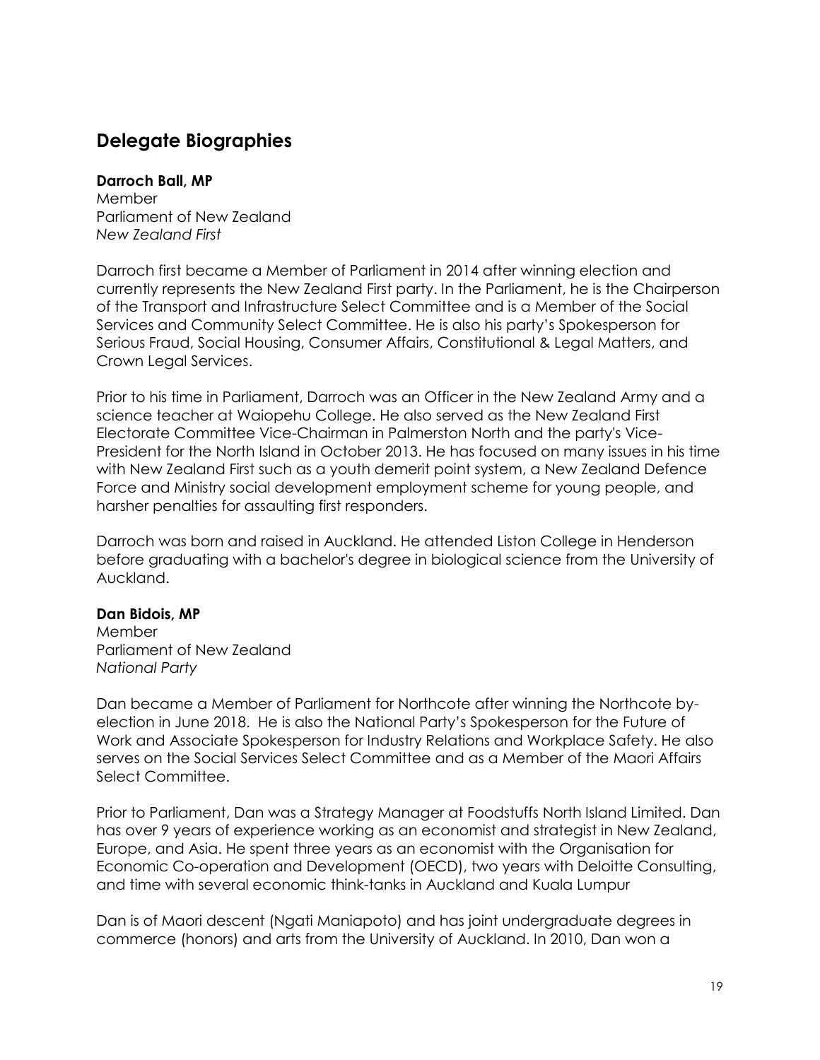## Delegate Biographies

**Darroch Ball, MP**
Member
Parliament of New Zealand
*New Zealand First*

Darroch first became a Member of Parliament in 2014 after winning election and currently represents the New Zealand First party. In the Parliament, he is the Chairperson of the Transport and Infrastructure Select Committee and is a Member of the Social Services and Community Select Committee. He is also his party's Spokesperson for Serious Fraud, Social Housing, Consumer Affairs, Constitutional & Legal Matters, and Crown Legal Services.

Prior to his time in Parliament, Darroch was an Officer in the New Zealand Army and a science teacher at Waiopehu College. He also served as the New Zealand First Electorate Committee Vice-Chairman in Palmerston North and the party's Vice-President for the North Island in October 2013. He has focused on many issues in his time with New Zealand First such as a youth demerit point system, a New Zealand Defence Force and Ministry social development employment scheme for young people, and harsher penalties for assaulting first responders.

Darroch was born and raised in Auckland. He attended Liston College in Henderson before graduating with a bachelor's degree in biological science from the University of Auckland.

**Dan Bidois, MP**
Member
Parliament of New Zealand
*National Party*

Dan became a Member of Parliament for Northcote after winning the Northcote by-election in June 2018. He is also the National Party's Spokesperson for the Future of Work and Associate Spokesperson for Industry Relations and Workplace Safety. He also serves on the Social Services Select Committee and as a Member of the Maori Affairs Select Committee.

Prior to Parliament, Dan was a Strategy Manager at Foodstuffs North Island Limited. Dan has over 9 years of experience working as an economist and strategist in New Zealand, Europe, and Asia. He spent three years as an economist with the Organisation for Economic Co-operation and Development (OECD), two years with Deloitte Consulting, and time with several economic think-tanks in Auckland and Kuala Lumpur

Dan is of Maori descent (Ngati Maniapoto) and has joint undergraduate degrees in commerce (honors) and arts from the University of Auckland. In 2010, Dan won a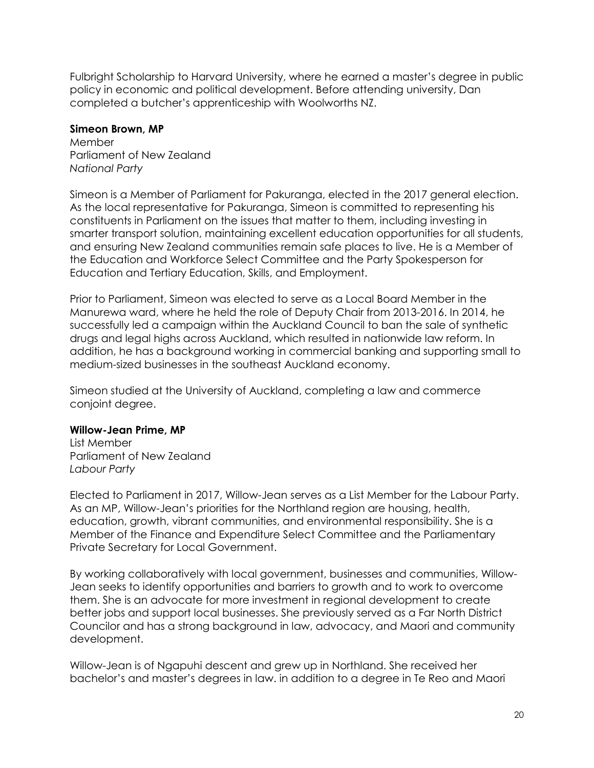Fulbright Scholarship to Harvard University, where he earned a master's degree in public policy in economic and political development. Before attending university, Dan completed a butcher's apprenticeship with Woolworths NZ.

**Simeon Brown, MP**
Member
Parliament of New Zealand
*National Party*

Simeon is a Member of Parliament for Pakuranga, elected in the 2017 general election. As the local representative for Pakuranga, Simeon is committed to representing his constituents in Parliament on the issues that matter to them, including investing in smarter transport solution, maintaining excellent education opportunities for all students, and ensuring New Zealand communities remain safe places to live. He is a Member of the Education and Workforce Select Committee and the Party Spokesperson for Education and Tertiary Education, Skills, and Employment.

Prior to Parliament, Simeon was elected to serve as a Local Board Member in the Manurewa ward, where he held the role of Deputy Chair from 2013-2016. In 2014, he successfully led a campaign within the Auckland Council to ban the sale of synthetic drugs and legal highs across Auckland, which resulted in nationwide law reform. In addition, he has a background working in commercial banking and supporting small to medium-sized businesses in the southeast Auckland economy.

Simeon studied at the University of Auckland, completing a law and commerce conjoint degree.

**Willow-Jean Prime, MP**
List Member
Parliament of New Zealand
*Labour Party*

Elected to Parliament in 2017, Willow-Jean serves as a List Member for the Labour Party. As an MP, Willow-Jean's priorities for the Northland region are housing, health, education, growth, vibrant communities, and environmental responsibility. She is a Member of the Finance and Expenditure Select Committee and the Parliamentary Private Secretary for Local Government.

By working collaboratively with local government, businesses and communities, Willow-Jean seeks to identify opportunities and barriers to growth and to work to overcome them. She is an advocate for more investment in regional development to create better jobs and support local businesses. She previously served as a Far North District Councilor and has a strong background in law, advocacy, and Maori and community development.

Willow-Jean is of Ngapuhi descent and grew up in Northland. She received her bachelor's and master's degrees in law. in addition to a degree in Te Reo and Maori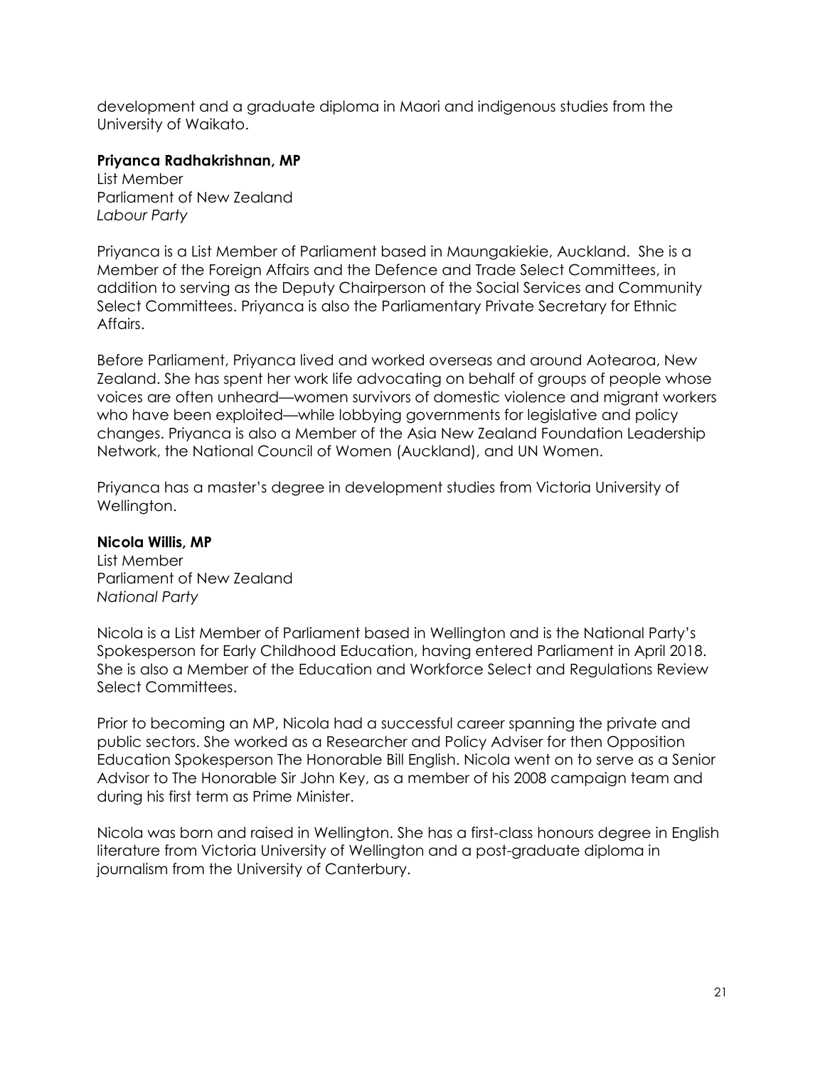development and a graduate diploma in Maori and indigenous studies from the University of Waikato.

**Priyanca Radhakrishnan, MP**
List Member
Parliament of New Zealand
*Labour Party*

Priyanca is a List Member of Parliament based in Maungakiekie, Auckland. She is a Member of the Foreign Affairs and the Defence and Trade Select Committees, in addition to serving as the Deputy Chairperson of the Social Services and Community Select Committees. Priyanca is also the Parliamentary Private Secretary for Ethnic Affairs.

Before Parliament, Priyanca lived and worked overseas and around Aotearoa, New Zealand. She has spent her work life advocating on behalf of groups of people whose voices are often unheard—women survivors of domestic violence and migrant workers who have been exploited—while lobbying governments for legislative and policy changes. Priyanca is also a Member of the Asia New Zealand Foundation Leadership Network, the National Council of Women (Auckland), and UN Women.

Priyanca has a master's degree in development studies from Victoria University of Wellington.

**Nicola Willis, MP**
List Member
Parliament of New Zealand
*National Party*

Nicola is a List Member of Parliament based in Wellington and is the National Party's Spokesperson for Early Childhood Education, having entered Parliament in April 2018. She is also a Member of the Education and Workforce Select and Regulations Review Select Committees.

Prior to becoming an MP, Nicola had a successful career spanning the private and public sectors. She worked as a Researcher and Policy Adviser for then Opposition Education Spokesperson The Honorable Bill English. Nicola went on to serve as a Senior Advisor to The Honorable Sir John Key, as a member of his 2008 campaign team and during his first term as Prime Minister.

Nicola was born and raised in Wellington. She has a first-class honours degree in English literature from Victoria University of Wellington and a post-graduate diploma in journalism from the University of Canterbury.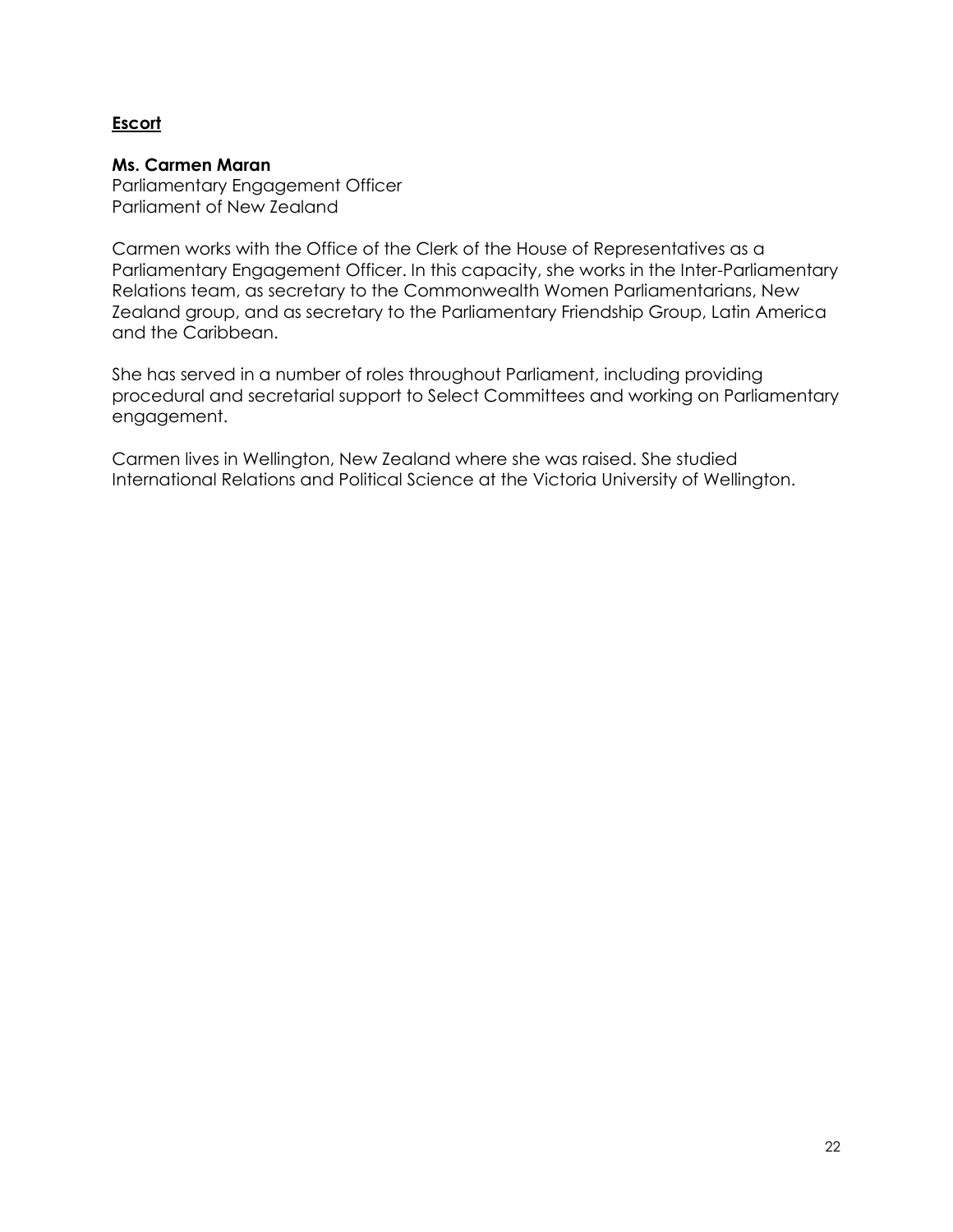**Escort**

**Ms. Carmen Maran**
Parliamentary Engagement Officer
Parliament of New Zealand

Carmen works with the Office of the Clerk of the House of Representatives as a Parliamentary Engagement Officer. In this capacity, she works in the Inter-Parliamentary Relations team, as secretary to the Commonwealth Women Parliamentarians, New Zealand group, and as secretary to the Parliamentary Friendship Group, Latin America and the Caribbean.

She has served in a number of roles throughout Parliament, including providing procedural and secretarial support to Select Committees and working on Parliamentary engagement.

Carmen lives in Wellington, New Zealand where she was raised. She studied International Relations and Political Science at the Victoria University of Wellington.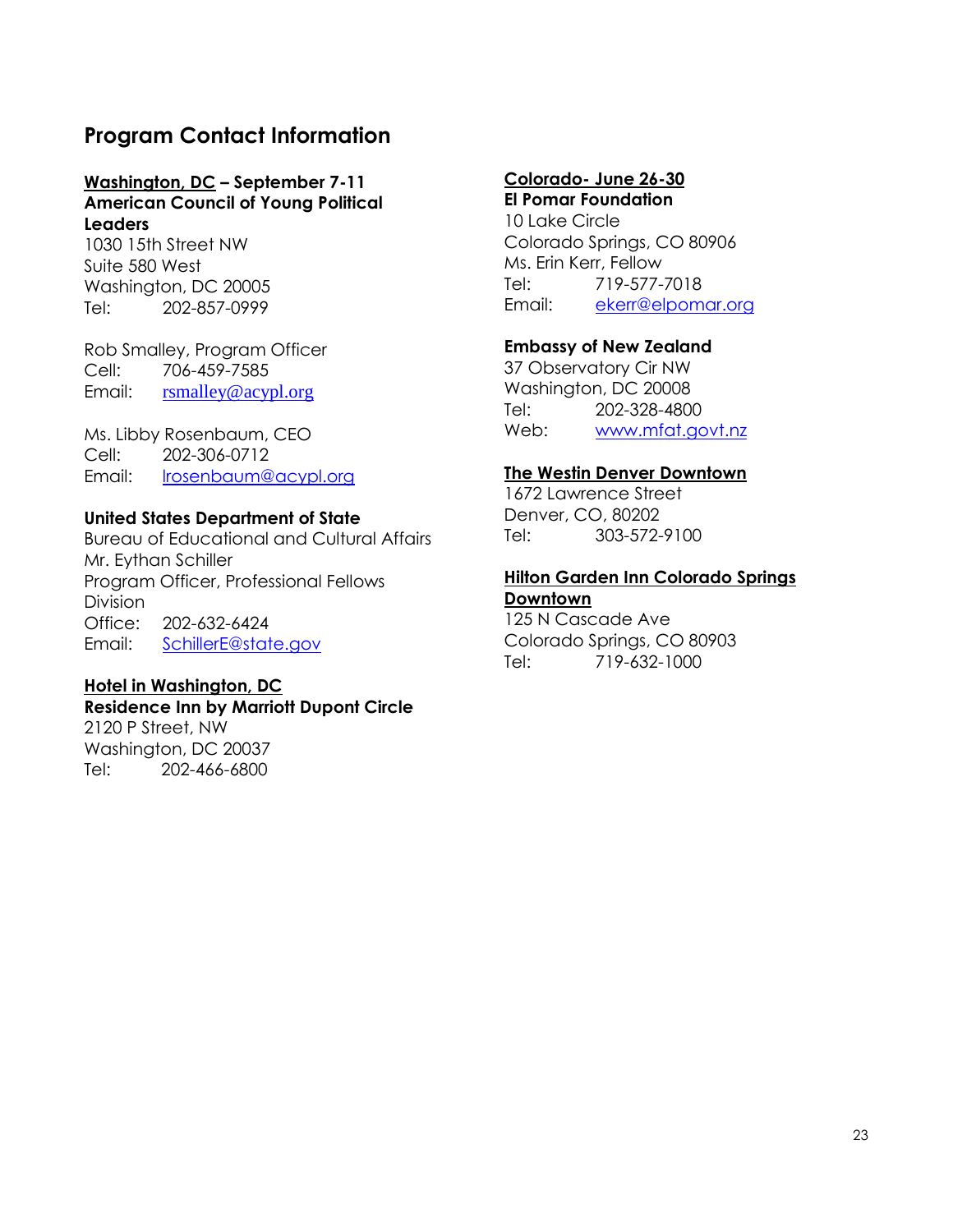## Program Contact Information

**Washington, DC – September 7-11**
**American Council of Young Political Leaders**
1030 15th Street NW
Suite 580 West
Washington, DC 20005
Tel: 202-857-0999

Rob Smalley, Program Officer
Cell: 706-459-7585
Email: rsmalley@acypl.org

Ms. Libby Rosenbaum, CEO
Cell: 202-306-0712
Email: lrosenbaum@acypl.org

**United States Department of State**
Bureau of Educational and Cultural Affairs
Mr. Eythan Schiller
Program Officer, Professional Fellows Division
Office: 202-632-6424
Email: SchillerE@state.gov

**Hotel in Washington, DC**
**Residence Inn by Marriott Dupont Circle**
2120 P Street, NW
Washington, DC 20037
Tel: 202-466-6800

**Colorado- June 26-30**
**El Pomar Foundation**
10 Lake Circle
Colorado Springs, CO 80906
Ms. Erin Kerr, Fellow
Tel: 719-577-7018
Email: ekerr@elpomar.org

**Embassy of New Zealand**
37 Observatory Cir NW
Washington, DC 20008
Tel: 202-328-4800
Web: www.mfat.govt.nz

**The Westin Denver Downtown**
1672 Lawrence Street
Denver, CO, 80202
Tel: 303-572-9100

**Hilton Garden Inn Colorado Springs Downtown**
125 N Cascade Ave
Colorado Springs, CO 80903
Tel: 719-632-1000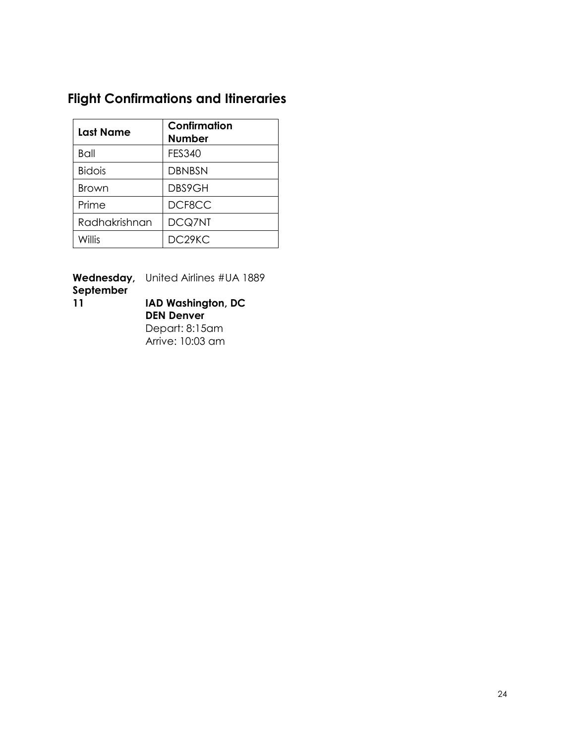## Flight Confirmations and Itineraries

| Last Name | Confirmation Number |
|---|---|
| Ball | FES340 |
| Bidois | DBNBSN |
| Brown | DBS9GH |
| Prime | DCF8CC |
| Radhakrishnan | DCQ7NT |
| Willis | DC29KC |

**Wednesday, September 11**

United Airlines #UA 1889

**IAD Washington, DC**
**DEN Denver**
Depart: 8:15am
Arrive: 10:03 am